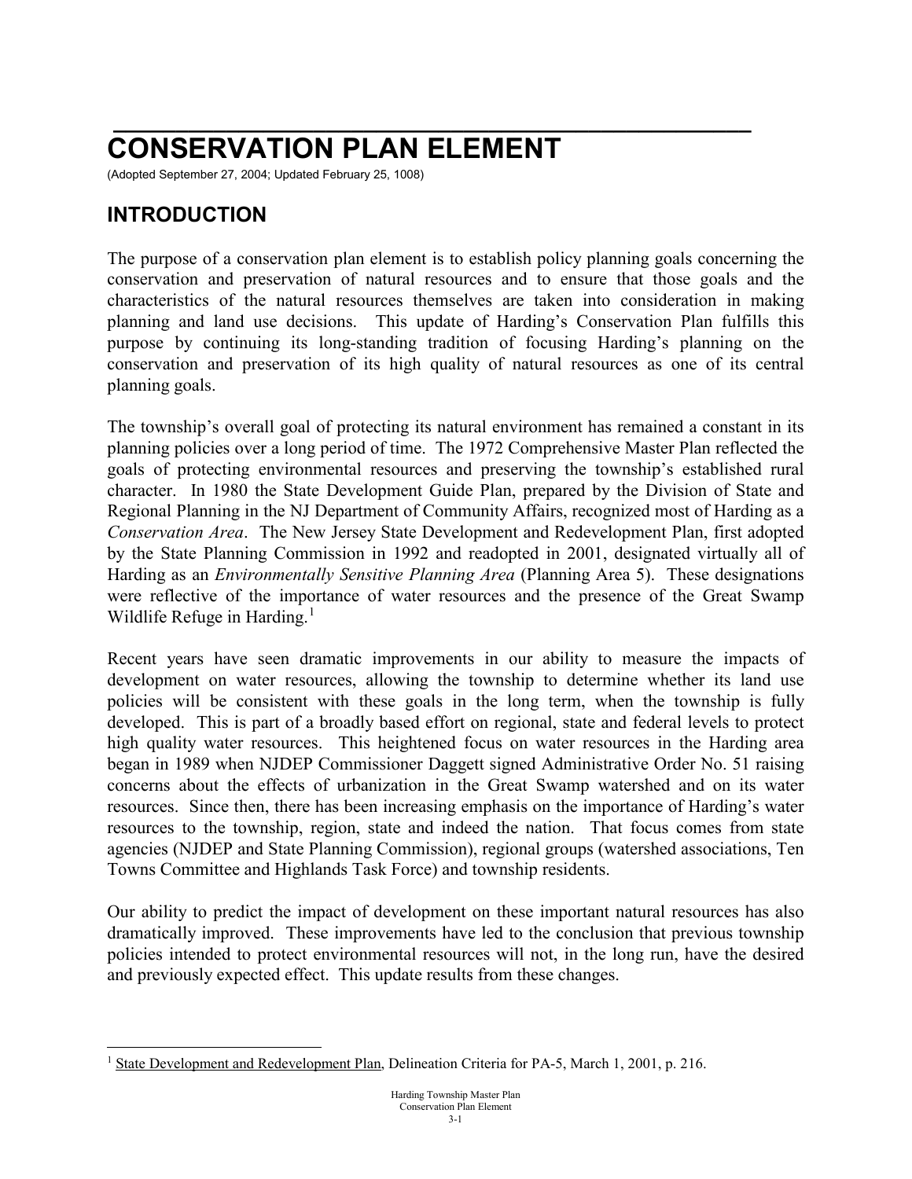# CONSERVATION PLAN ELEMENT

(Adopted September 27, 2004; Updated February 25, 1008)

## INTRODUCTION

The purpose of a conservation plan element is to establish policy planning goals concerning the conservation and preservation of natural resources and to ensure that those goals and the characteristics of the natural resources themselves are taken into consideration in making planning and land use decisions. This update of Harding's Conservation Plan fulfills this purpose by continuing its long-standing tradition of focusing Harding's planning on the conservation and preservation of its high quality of natural resources as one of its central planning goals.

The township's overall goal of protecting its natural environment has remained a constant in its planning policies over a long period of time. The 1972 Comprehensive Master Plan reflected the goals of protecting environmental resources and preserving the township's established rural character. In 1980 the State Development Guide Plan, prepared by the Division of State and Regional Planning in the NJ Department of Community Affairs, recognized most of Harding as a *Conservation Area*. The New Jersey State Development and Redevelopment Plan, first adopted by the State Planning Commission in 1992 and readopted in 2001, designated virtually all of Harding as an *Environmentally Sensitive Planning Area* (Planning Area 5). These designations were reflective of the importance of water resources and the presence of the Great Swamp Wildlife Refuge in Harding.[1]

Recent years have seen dramatic improvements in our ability to measure the impacts of development on water resources, allowing the township to determine whether its land use policies will be consistent with these goals in the long term, when the township is fully developed. This is part of a broadly based effort on regional, state and federal levels to protect high quality water resources. This heightened focus on water resources in the Harding area began in 1989 when NJDEP Commissioner Daggett signed Administrative Order No. 51 raising concerns about the effects of urbanization in the Great Swamp watershed and on its water resources. Since then, there has been increasing emphasis on the importance of Harding's water resources to the township, region, state and indeed the nation. That focus comes from state agencies (NJDEP and State Planning Commission), regional groups (watershed associations, Ten Towns Committee and Highlands Task Force) and township residents.

Our ability to predict the impact of development on these important natural resources has also dramatically improved. These improvements have led to the conclusion that previous township policies intended to protect environmental resources will not, in the long run, have the desired and previously expected effect. This update results from these changes.

---

[1] State Development and Redevelopment Plan, Delineation Criteria for PA-5, March 1, 2001, p. 216.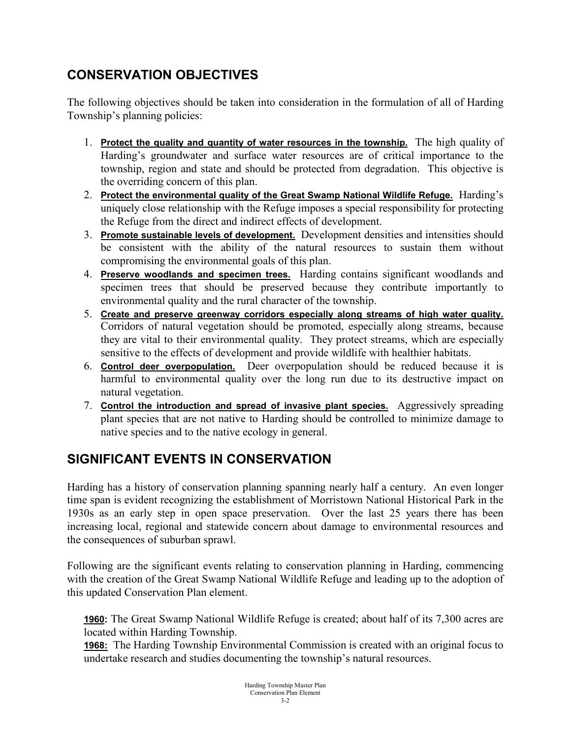## CONSERVATION OBJECTIVES

The following objectives should be taken into consideration in the formulation of all of Harding Township's planning policies:

1. **Protect the quality and quantity of water resources in the township.** The high quality of Harding's groundwater and surface water resources are of critical importance to the township, region and state and should be protected from degradation. This objective is the overriding concern of this plan.
2. **Protect the environmental quality of the Great Swamp National Wildlife Refuge.** Harding's uniquely close relationship with the Refuge imposes a special responsibility for protecting the Refuge from the direct and indirect effects of development.
3. **Promote sustainable levels of development.** Development densities and intensities should be consistent with the ability of the natural resources to sustain them without compromising the environmental goals of this plan.
4. **Preserve woodlands and specimen trees.** Harding contains significant woodlands and specimen trees that should be preserved because they contribute importantly to environmental quality and the rural character of the township.
5. **Create and preserve greenway corridors especially along streams of high water quality.** Corridors of natural vegetation should be promoted, especially along streams, because they are vital to their environmental quality. They protect streams, which are especially sensitive to the effects of development and provide wildlife with healthier habitats.
6. **Control deer overpopulation.** Deer overpopulation should be reduced because it is harmful to environmental quality over the long run due to its destructive impact on natural vegetation.
7. **Control the introduction and spread of invasive plant species.** Aggressively spreading plant species that are not native to Harding should be controlled to minimize damage to native species and to the native ecology in general.

## SIGNIFICANT EVENTS IN CONSERVATION

Harding has a history of conservation planning spanning nearly half a century. An even longer time span is evident recognizing the establishment of Morristown National Historical Park in the 1930s as an early step in open space preservation. Over the last 25 years there has been increasing local, regional and statewide concern about damage to environmental resources and the consequences of suburban sprawl.

Following are the significant events relating to conservation planning in Harding, commencing with the creation of the Great Swamp National Wildlife Refuge and leading up to the adoption of this updated Conservation Plan element.

**1960:** The Great Swamp National Wildlife Refuge is created; about half of its 7,300 acres are located within Harding Township.
**1968:** The Harding Township Environmental Commission is created with an original focus to undertake research and studies documenting the township's natural resources.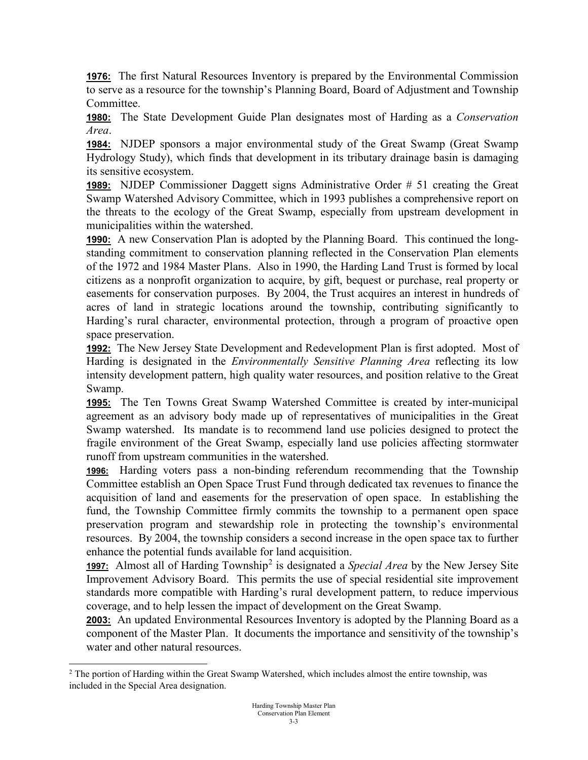**1976:** The first Natural Resources Inventory is prepared by the Environmental Commission to serve as a resource for the township's Planning Board, Board of Adjustment and Township Committee.

**1980:** The State Development Guide Plan designates most of Harding as a *Conservation Area*.

**1984:** NJDEP sponsors a major environmental study of the Great Swamp (Great Swamp Hydrology Study), which finds that development in its tributary drainage basin is damaging its sensitive ecosystem.

**1989:** NJDEP Commissioner Daggett signs Administrative Order # 51 creating the Great Swamp Watershed Advisory Committee, which in 1993 publishes a comprehensive report on the threats to the ecology of the Great Swamp, especially from upstream development in municipalities within the watershed.

**1990:** A new Conservation Plan is adopted by the Planning Board. This continued the long-standing commitment to conservation planning reflected in the Conservation Plan elements of the 1972 and 1984 Master Plans. Also in 1990, the Harding Land Trust is formed by local citizens as a nonprofit organization to acquire, by gift, bequest or purchase, real property or easements for conservation purposes. By 2004, the Trust acquires an interest in hundreds of acres of land in strategic locations around the township, contributing significantly to Harding's rural character, environmental protection, through a program of proactive open space preservation.

**1992:** The New Jersey State Development and Redevelopment Plan is first adopted. Most of Harding is designated in the *Environmentally Sensitive Planning Area* reflecting its low intensity development pattern, high quality water resources, and position relative to the Great Swamp.

**1995:** The Ten Towns Great Swamp Watershed Committee is created by inter-municipal agreement as an advisory body made up of representatives of municipalities in the Great Swamp watershed. Its mandate is to recommend land use policies designed to protect the fragile environment of the Great Swamp, especially land use policies affecting stormwater runoff from upstream communities in the watershed.

**1996:** Harding voters pass a non-binding referendum recommending that the Township Committee establish an Open Space Trust Fund through dedicated tax revenues to finance the acquisition of land and easements for the preservation of open space. In establishing the fund, the Township Committee firmly commits the township to a permanent open space preservation program and stewardship role in protecting the township's environmental resources. By 2004, the township considers a second increase in the open space tax to further enhance the potential funds available for land acquisition.

**1997:** Almost all of Harding Township[2] is designated a *Special Area* by the New Jersey Site Improvement Advisory Board. This permits the use of special residential site improvement standards more compatible with Harding's rural development pattern, to reduce impervious coverage, and to help lessen the impact of development on the Great Swamp.

**2003:** An updated Environmental Resources Inventory is adopted by the Planning Board as a component of the Master Plan. It documents the importance and sensitivity of the township's water and other natural resources.

---

[2] The portion of Harding within the Great Swamp Watershed, which includes almost the entire township, was included in the Special Area designation.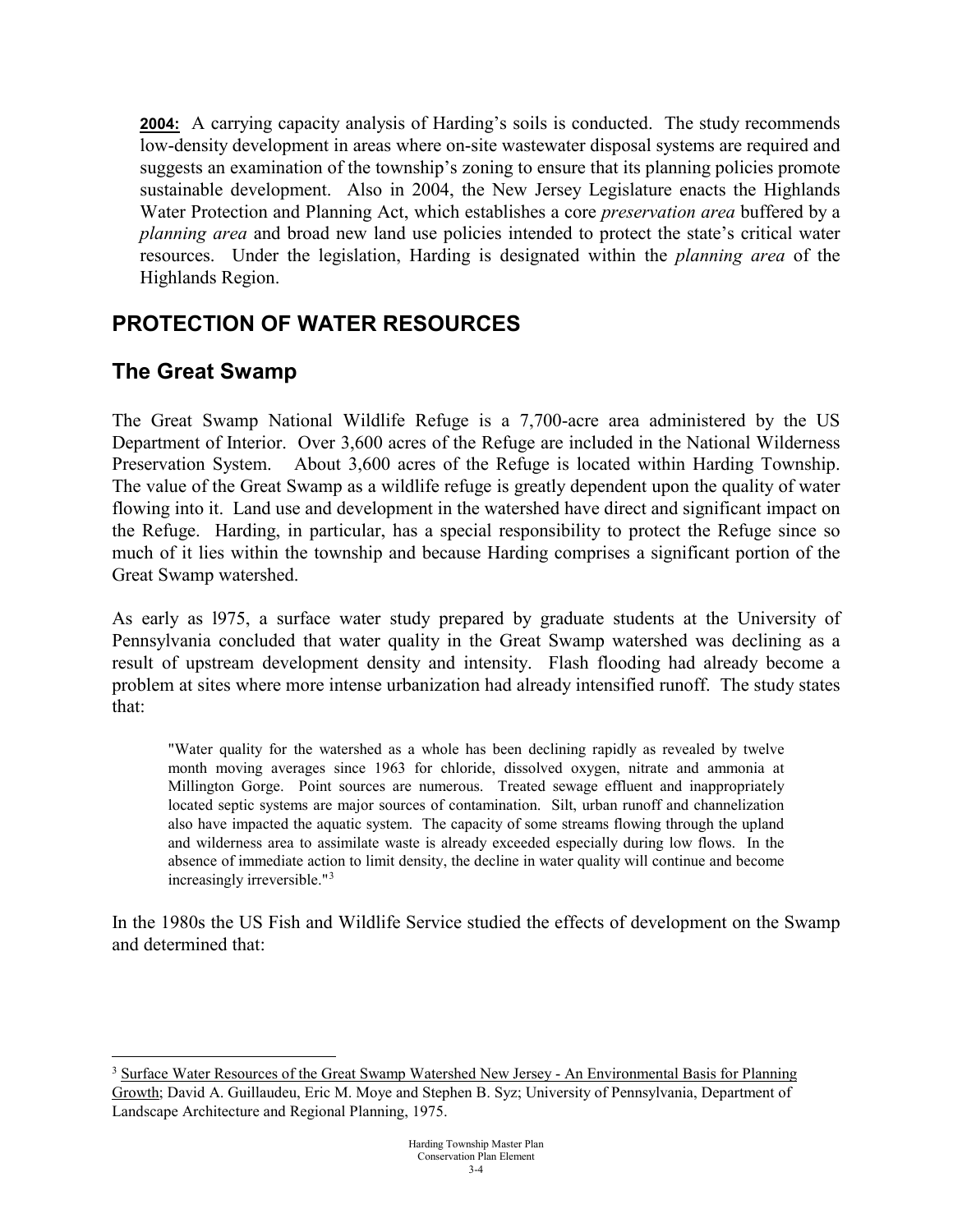**2004:** A carrying capacity analysis of Harding's soils is conducted. The study recommends low-density development in areas where on-site wastewater disposal systems are required and suggests an examination of the township's zoning to ensure that its planning policies promote sustainable development. Also in 2004, the New Jersey Legislature enacts the Highlands Water Protection and Planning Act, which establishes a core *preservation area* buffered by a *planning area* and broad new land use policies intended to protect the state's critical water resources. Under the legislation, Harding is designated within the *planning area* of the Highlands Region.

## PROTECTION OF WATER RESOURCES

## The Great Swamp

The Great Swamp National Wildlife Refuge is a 7,700-acre area administered by the US Department of Interior. Over 3,600 acres of the Refuge are included in the National Wilderness Preservation System. About 3,600 acres of the Refuge is located within Harding Township. The value of the Great Swamp as a wildlife refuge is greatly dependent upon the quality of water flowing into it. Land use and development in the watershed have direct and significant impact on the Refuge. Harding, in particular, has a special responsibility to protect the Refuge since so much of it lies within the township and because Harding comprises a significant portion of the Great Swamp watershed.

As early as l975, a surface water study prepared by graduate students at the University of Pennsylvania concluded that water quality in the Great Swamp watershed was declining as a result of upstream development density and intensity. Flash flooding had already become a problem at sites where more intense urbanization had already intensified runoff. The study states that:

> "Water quality for the watershed as a whole has been declining rapidly as revealed by twelve month moving averages since 1963 for chloride, dissolved oxygen, nitrate and ammonia at Millington Gorge. Point sources are numerous. Treated sewage effluent and inappropriately located septic systems are major sources of contamination. Silt, urban runoff and channelization also have impacted the aquatic system. The capacity of some streams flowing through the upland and wilderness area to assimilate waste is already exceeded especially during low flows. In the absence of immediate action to limit density, the decline in water quality will continue and become increasingly irreversible."[3]

In the 1980s the US Fish and Wildlife Service studied the effects of development on the Swamp and determined that:

---

[3] Surface Water Resources of the Great Swamp Watershed New Jersey - An Environmental Basis for Planning Growth; David A. Guillaudeu, Eric M. Moye and Stephen B. Syz; University of Pennsylvania, Department of Landscape Architecture and Regional Planning, 1975.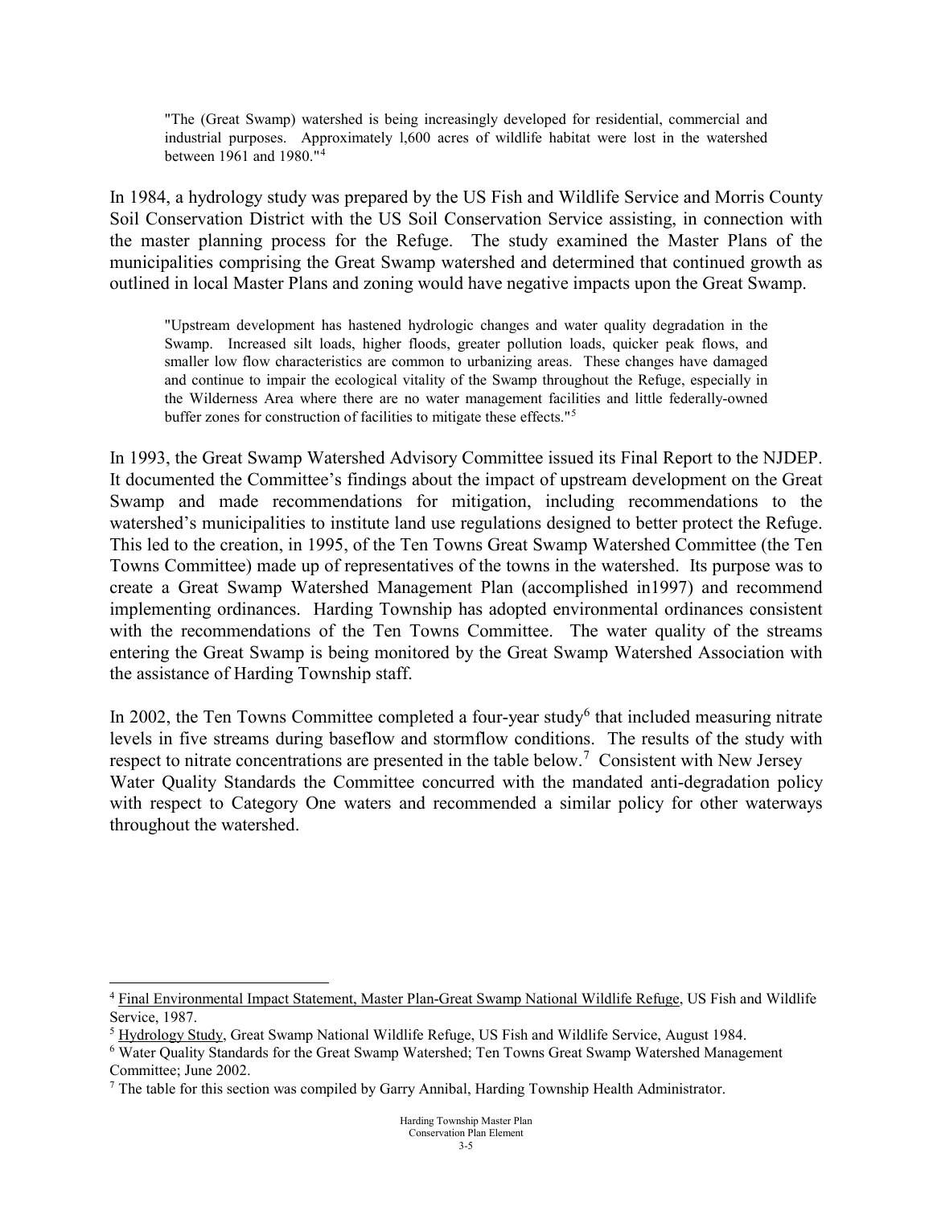> "The (Great Swamp) watershed is being increasingly developed for residential, commercial and industrial purposes. Approximately l,600 acres of wildlife habitat were lost in the watershed between 1961 and 1980."[4]

In 1984, a hydrology study was prepared by the US Fish and Wildlife Service and Morris County Soil Conservation District with the US Soil Conservation Service assisting, in connection with the master planning process for the Refuge. The study examined the Master Plans of the municipalities comprising the Great Swamp watershed and determined that continued growth as outlined in local Master Plans and zoning would have negative impacts upon the Great Swamp.

> "Upstream development has hastened hydrologic changes and water quality degradation in the Swamp. Increased silt loads, higher floods, greater pollution loads, quicker peak flows, and smaller low flow characteristics are common to urbanizing areas. These changes have damaged and continue to impair the ecological vitality of the Swamp throughout the Refuge, especially in the Wilderness Area where there are no water management facilities and little federally-owned buffer zones for construction of facilities to mitigate these effects."[5]

In 1993, the Great Swamp Watershed Advisory Committee issued its Final Report to the NJDEP. It documented the Committee's findings about the impact of upstream development on the Great Swamp and made recommendations for mitigation, including recommendations to the watershed's municipalities to institute land use regulations designed to better protect the Refuge. This led to the creation, in 1995, of the Ten Towns Great Swamp Watershed Committee (the Ten Towns Committee) made up of representatives of the towns in the watershed. Its purpose was to create a Great Swamp Watershed Management Plan (accomplished in1997) and recommend implementing ordinances. Harding Township has adopted environmental ordinances consistent with the recommendations of the Ten Towns Committee. The water quality of the streams entering the Great Swamp is being monitored by the Great Swamp Watershed Association with the assistance of Harding Township staff.

In 2002, the Ten Towns Committee completed a four-year study[6] that included measuring nitrate levels in five streams during baseflow and stormflow conditions. The results of the study with respect to nitrate concentrations are presented in the table below.[7] Consistent with New Jersey Water Quality Standards the Committee concurred with the mandated anti-degradation policy with respect to Category One waters and recommended a similar policy for other waterways throughout the watershed.

---

[4] Final Environmental Impact Statement, Master Plan-Great Swamp National Wildlife Refuge, US Fish and Wildlife Service, 1987.

[5] Hydrology Study, Great Swamp National Wildlife Refuge, US Fish and Wildlife Service, August 1984.

[6] Water Quality Standards for the Great Swamp Watershed; Ten Towns Great Swamp Watershed Management Committee; June 2002.

[7] The table for this section was compiled by Garry Annibal, Harding Township Health Administrator.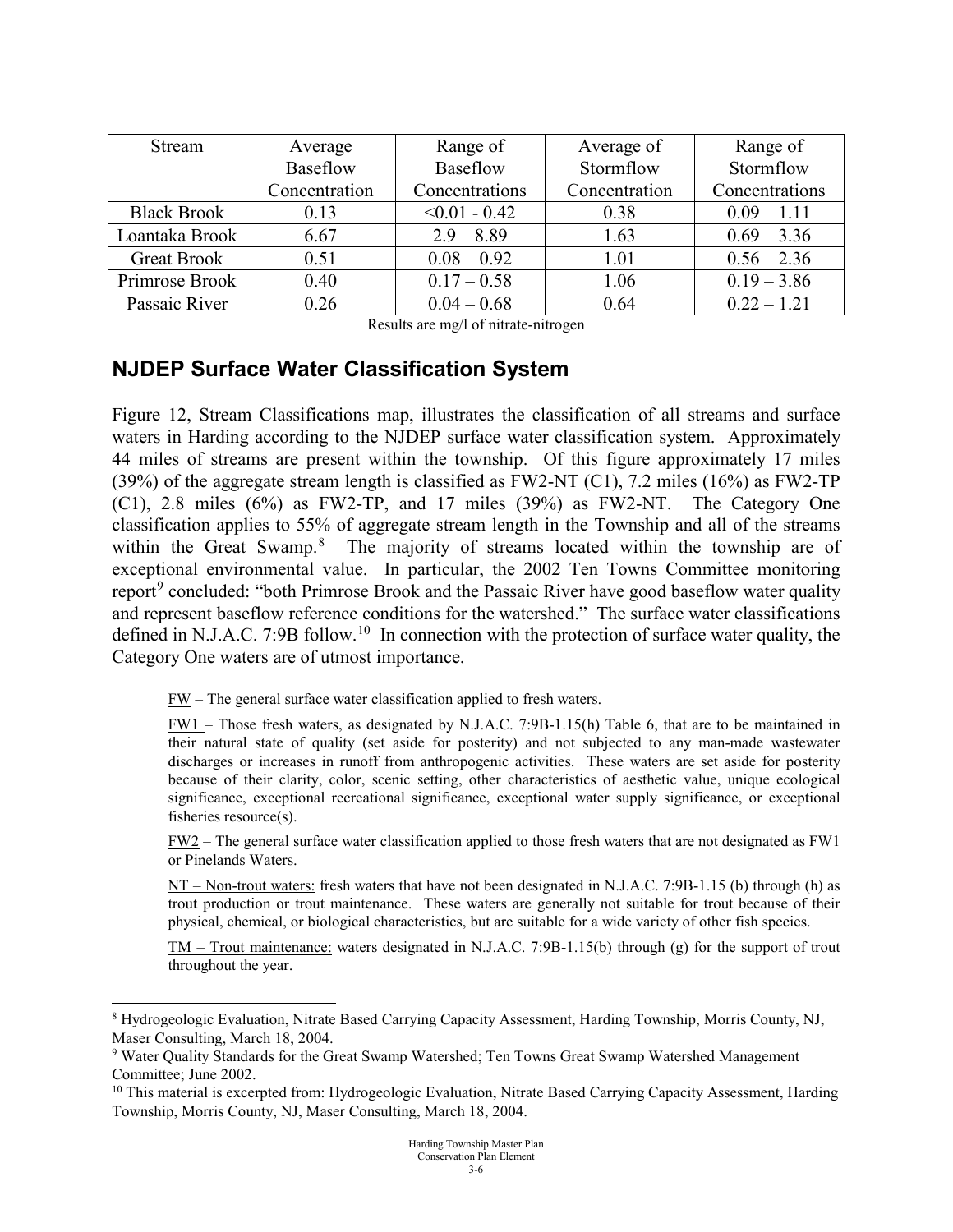| Stream | Average Baseflow Concentration | Range of Baseflow Concentrations | Average of Stormflow Concentration | Range of Stormflow Concentrations |
|---|---|---|---|---|
| Black Brook | 0.13 | <0.01 - 0.42 | 0.38 | 0.09 – 1.11 |
| Loantaka Brook | 6.67 | 2.9 – 8.89 | 1.63 | 0.69 – 3.36 |
| Great Brook | 0.51 | 0.08 – 0.92 | 1.01 | 0.56 – 2.36 |
| Primrose Brook | 0.40 | 0.17 – 0.58 | 1.06 | 0.19 – 3.86 |
| Passaic River | 0.26 | 0.04 – 0.68 | 0.64 | 0.22 – 1.21 |

Results are mg/l of nitrate-nitrogen

## NJDEP Surface Water Classification System

Figure 12, Stream Classifications map, illustrates the classification of all streams and surface waters in Harding according to the NJDEP surface water classification system. Approximately 44 miles of streams are present within the township. Of this figure approximately 17 miles (39%) of the aggregate stream length is classified as FW2-NT (C1), 7.2 miles (16%) as FW2-TP (C1), 2.8 miles (6%) as FW2-TP, and 17 miles (39%) as FW2-NT. The Category One classification applies to 55% of aggregate stream length in the Township and all of the streams within the Great Swamp.[8] The majority of streams located within the township are of exceptional environmental value. In particular, the 2002 Ten Towns Committee monitoring report[9] concluded: "both Primrose Brook and the Passaic River have good baseflow water quality and represent baseflow reference conditions for the watershed." The surface water classifications defined in N.J.A.C. 7:9B follow.[10] In connection with the protection of surface water quality, the Category One waters are of utmost importance.

> FW – The general surface water classification applied to fresh waters.
>
> FW1 – Those fresh waters, as designated by N.J.A.C. 7:9B-1.15(h) Table 6, that are to be maintained in their natural state of quality (set aside for posterity) and not subjected to any man-made wastewater discharges or increases in runoff from anthropogenic activities. These waters are set aside for posterity because of their clarity, color, scenic setting, other characteristics of aesthetic value, unique ecological significance, exceptional recreational significance, exceptional water supply significance, or exceptional fisheries resource(s).
>
> FW2 – The general surface water classification applied to those fresh waters that are not designated as FW1 or Pinelands Waters.
>
> NT – Non-trout waters: fresh waters that have not been designated in N.J.A.C. 7:9B-1.15 (b) through (h) as trout production or trout maintenance. These waters are generally not suitable for trout because of their physical, chemical, or biological characteristics, but are suitable for a wide variety of other fish species.
>
> TM – Trout maintenance: waters designated in N.J.A.C. 7:9B-1.15(b) through (g) for the support of trout throughout the year.

---

[8] Hydrogeologic Evaluation, Nitrate Based Carrying Capacity Assessment, Harding Township, Morris County, NJ, Maser Consulting, March 18, 2004.

[9] Water Quality Standards for the Great Swamp Watershed; Ten Towns Great Swamp Watershed Management Committee; June 2002.

[10] This material is excerpted from: Hydrogeologic Evaluation, Nitrate Based Carrying Capacity Assessment, Harding Township, Morris County, NJ, Maser Consulting, March 18, 2004.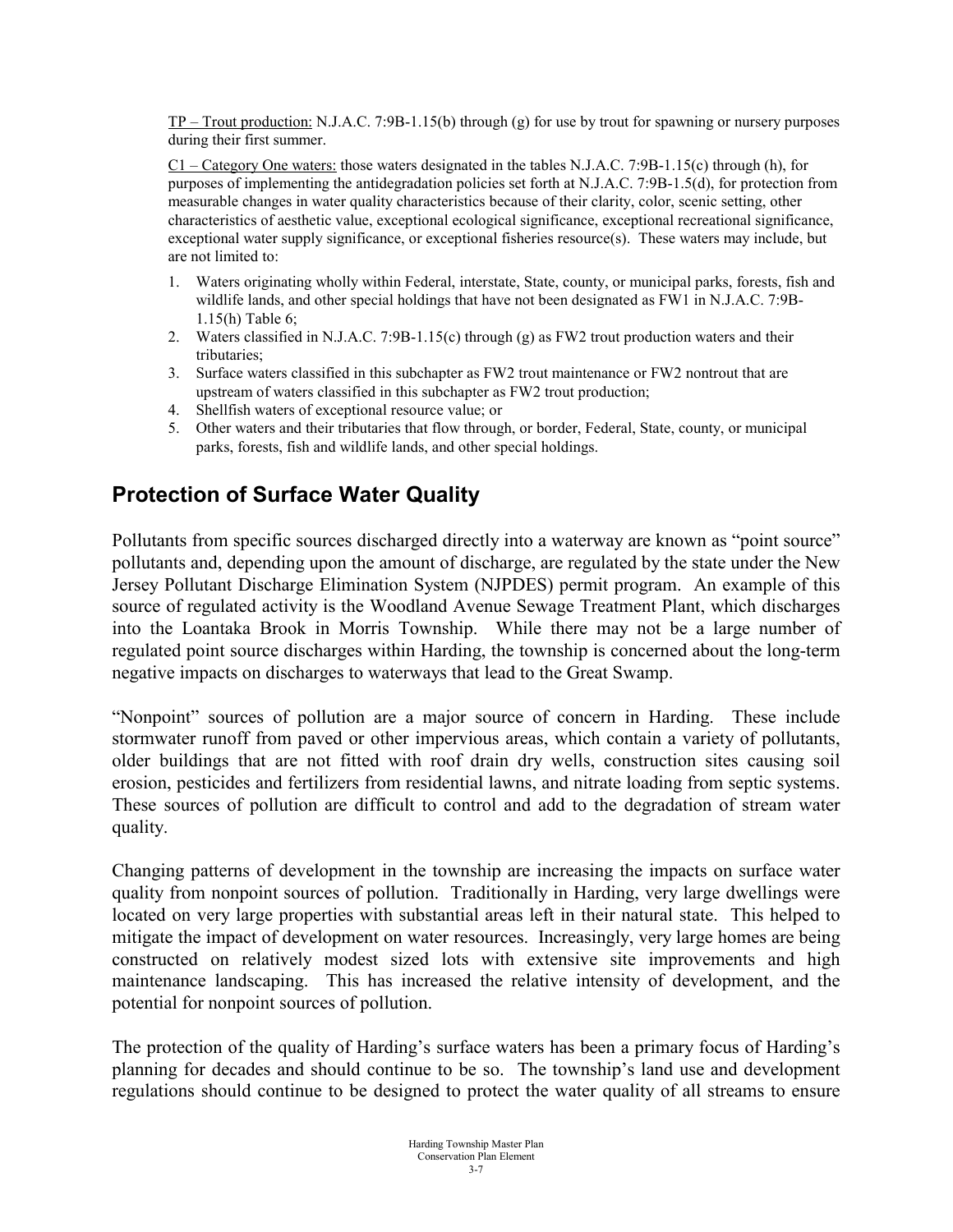TP – Trout production: N.J.A.C. 7:9B-1.15(b) through (g) for use by trout for spawning or nursery purposes during their first summer.

C1 – Category One waters: those waters designated in the tables N.J.A.C. 7:9B-1.15(c) through (h), for purposes of implementing the antidegradation policies set forth at N.J.A.C. 7:9B-1.5(d), for protection from measurable changes in water quality characteristics because of their clarity, color, scenic setting, other characteristics of aesthetic value, exceptional ecological significance, exceptional recreational significance, exceptional water supply significance, or exceptional fisheries resource(s). These waters may include, but are not limited to:

1. Waters originating wholly within Federal, interstate, State, county, or municipal parks, forests, fish and wildlife lands, and other special holdings that have not been designated as FW1 in N.J.A.C. 7:9B-1.15(h) Table 6;
2. Waters classified in N.J.A.C. 7:9B-1.15(c) through (g) as FW2 trout production waters and their tributaries;
3. Surface waters classified in this subchapter as FW2 trout maintenance or FW2 nontrout that are upstream of waters classified in this subchapter as FW2 trout production;
4. Shellfish waters of exceptional resource value; or
5. Other waters and their tributaries that flow through, or border, Federal, State, county, or municipal parks, forests, fish and wildlife lands, and other special holdings.

## Protection of Surface Water Quality

Pollutants from specific sources discharged directly into a waterway are known as "point source" pollutants and, depending upon the amount of discharge, are regulated by the state under the New Jersey Pollutant Discharge Elimination System (NJPDES) permit program. An example of this source of regulated activity is the Woodland Avenue Sewage Treatment Plant, which discharges into the Loantaka Brook in Morris Township. While there may not be a large number of regulated point source discharges within Harding, the township is concerned about the long-term negative impacts on discharges to waterways that lead to the Great Swamp.

"Nonpoint" sources of pollution are a major source of concern in Harding. These include stormwater runoff from paved or other impervious areas, which contain a variety of pollutants, older buildings that are not fitted with roof drain dry wells, construction sites causing soil erosion, pesticides and fertilizers from residential lawns, and nitrate loading from septic systems. These sources of pollution are difficult to control and add to the degradation of stream water quality.

Changing patterns of development in the township are increasing the impacts on surface water quality from nonpoint sources of pollution. Traditionally in Harding, very large dwellings were located on very large properties with substantial areas left in their natural state. This helped to mitigate the impact of development on water resources. Increasingly, very large homes are being constructed on relatively modest sized lots with extensive site improvements and high maintenance landscaping. This has increased the relative intensity of development, and the potential for nonpoint sources of pollution.

The protection of the quality of Harding's surface waters has been a primary focus of Harding's planning for decades and should continue to be so. The township's land use and development regulations should continue to be designed to protect the water quality of all streams to ensure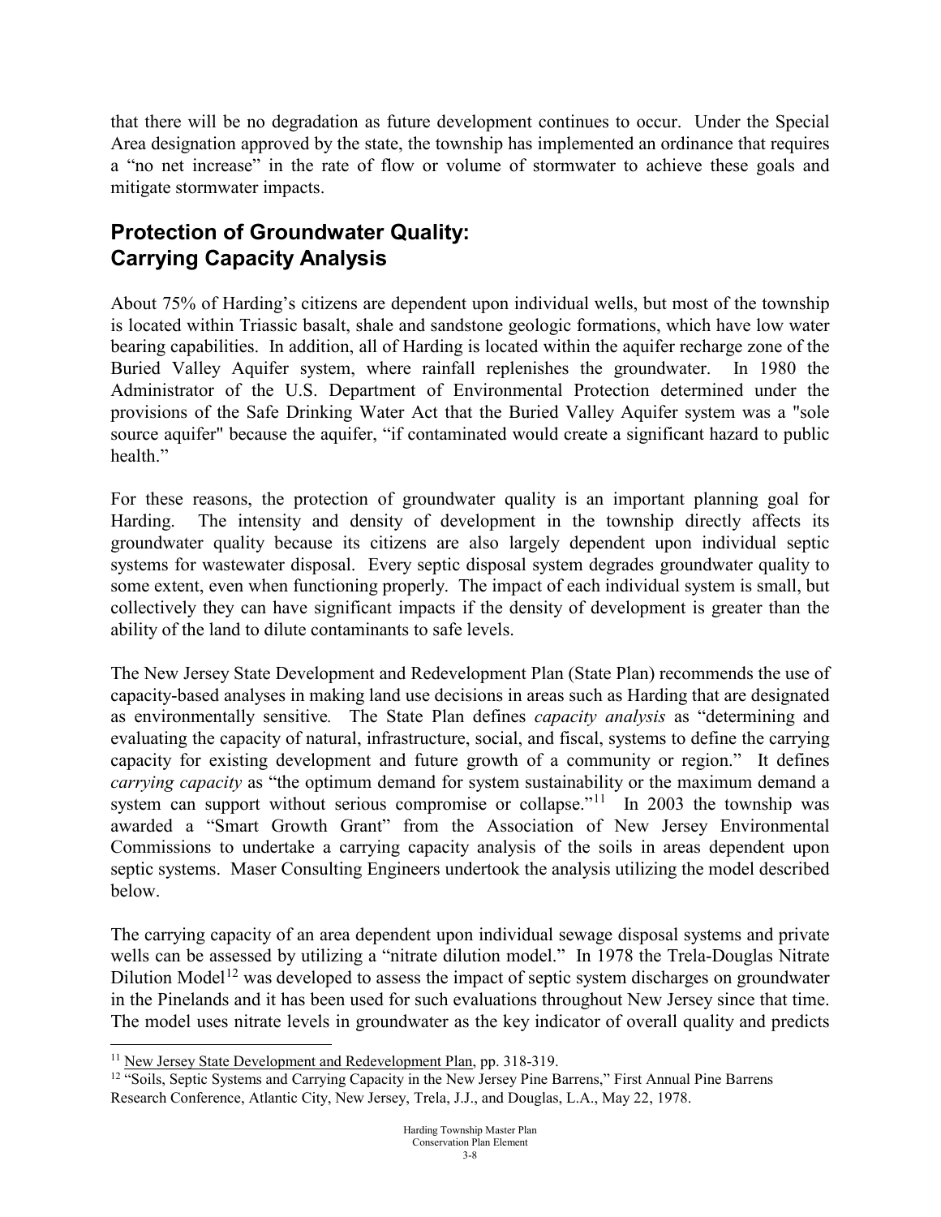that there will be no degradation as future development continues to occur. Under the Special Area designation approved by the state, the township has implemented an ordinance that requires a "no net increase" in the rate of flow or volume of stormwater to achieve these goals and mitigate stormwater impacts.

## Protection of Groundwater Quality: Carrying Capacity Analysis

About 75% of Harding's citizens are dependent upon individual wells, but most of the township is located within Triassic basalt, shale and sandstone geologic formations, which have low water bearing capabilities. In addition, all of Harding is located within the aquifer recharge zone of the Buried Valley Aquifer system, where rainfall replenishes the groundwater. In 1980 the Administrator of the U.S. Department of Environmental Protection determined under the provisions of the Safe Drinking Water Act that the Buried Valley Aquifer system was a "sole source aquifer" because the aquifer, "if contaminated would create a significant hazard to public health."

For these reasons, the protection of groundwater quality is an important planning goal for Harding. The intensity and density of development in the township directly affects its groundwater quality because its citizens are also largely dependent upon individual septic systems for wastewater disposal. Every septic disposal system degrades groundwater quality to some extent, even when functioning properly. The impact of each individual system is small, but collectively they can have significant impacts if the density of development is greater than the ability of the land to dilute contaminants to safe levels.

The New Jersey State Development and Redevelopment Plan (State Plan) recommends the use of capacity-based analyses in making land use decisions in areas such as Harding that are designated as environmentally sensitive. The State Plan defines *capacity analysis* as "determining and evaluating the capacity of natural, infrastructure, social, and fiscal, systems to define the carrying capacity for existing development and future growth of a community or region." It defines *carrying capacity* as "the optimum demand for system sustainability or the maximum demand a system can support without serious compromise or collapse."[11] In 2003 the township was awarded a "Smart Growth Grant" from the Association of New Jersey Environmental Commissions to undertake a carrying capacity analysis of the soils in areas dependent upon septic systems. Maser Consulting Engineers undertook the analysis utilizing the model described below.

The carrying capacity of an area dependent upon individual sewage disposal systems and private wells can be assessed by utilizing a "nitrate dilution model." In 1978 the Trela-Douglas Nitrate Dilution Model[12] was developed to assess the impact of septic system discharges on groundwater in the Pinelands and it has been used for such evaluations throughout New Jersey since that time. The model uses nitrate levels in groundwater as the key indicator of overall quality and predicts

---

[11] New Jersey State Development and Redevelopment Plan, pp. 318-319.

[12] "Soils, Septic Systems and Carrying Capacity in the New Jersey Pine Barrens," First Annual Pine Barrens Research Conference, Atlantic City, New Jersey, Trela, J.J., and Douglas, L.A., May 22, 1978.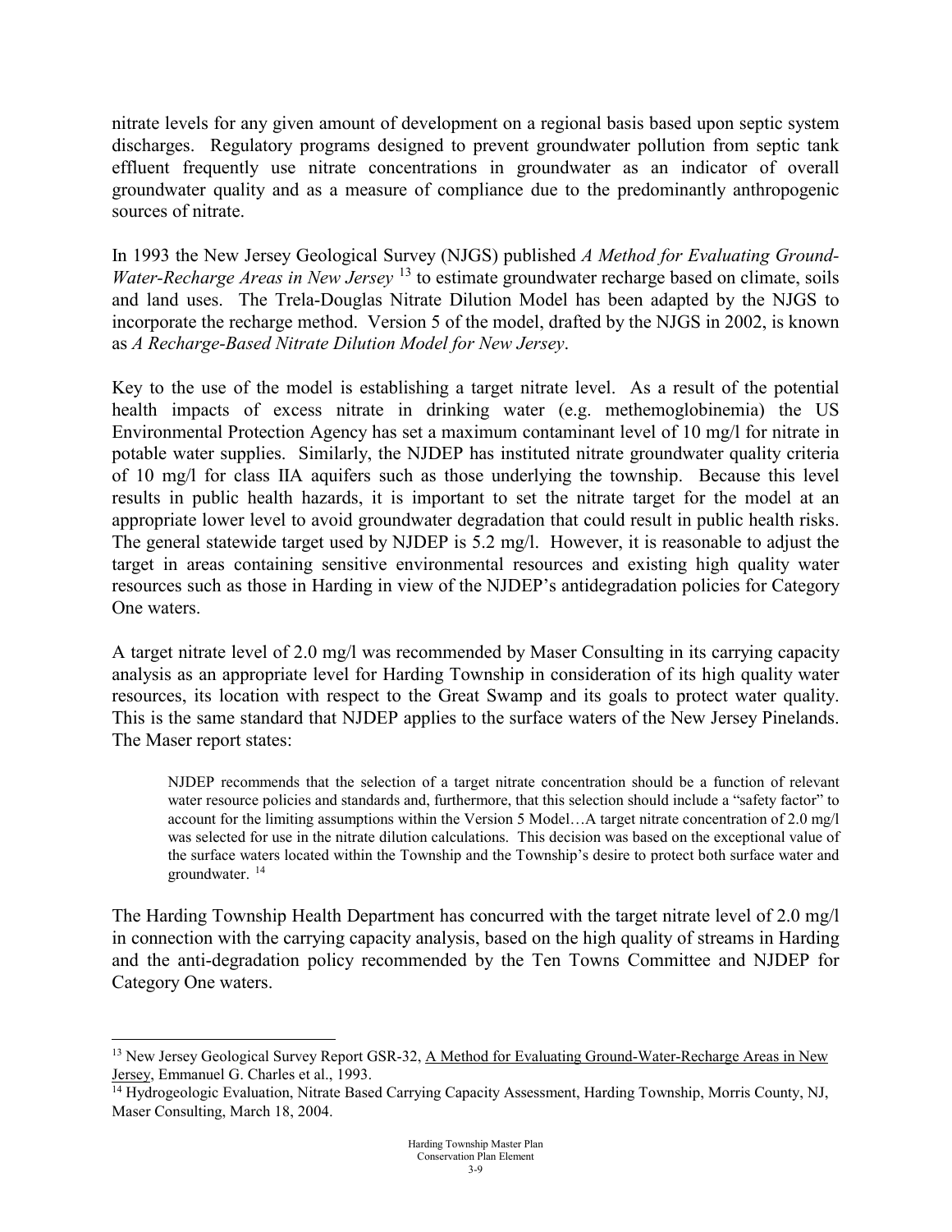nitrate levels for any given amount of development on a regional basis based upon septic system discharges. Regulatory programs designed to prevent groundwater pollution from septic tank effluent frequently use nitrate concentrations in groundwater as an indicator of overall groundwater quality and as a measure of compliance due to the predominantly anthropogenic sources of nitrate.

In 1993 the New Jersey Geological Survey (NJGS) published *A Method for Evaluating Ground-Water-Recharge Areas in New Jersey* [13] to estimate groundwater recharge based on climate, soils and land uses. The Trela-Douglas Nitrate Dilution Model has been adapted by the NJGS to incorporate the recharge method. Version 5 of the model, drafted by the NJGS in 2002, is known as *A Recharge-Based Nitrate Dilution Model for New Jersey*.

Key to the use of the model is establishing a target nitrate level. As a result of the potential health impacts of excess nitrate in drinking water (e.g. methemoglobinemia) the US Environmental Protection Agency has set a maximum contaminant level of 10 mg/l for nitrate in potable water supplies. Similarly, the NJDEP has instituted nitrate groundwater quality criteria of 10 mg/l for class IIA aquifers such as those underlying the township. Because this level results in public health hazards, it is important to set the nitrate target for the model at an appropriate lower level to avoid groundwater degradation that could result in public health risks. The general statewide target used by NJDEP is 5.2 mg/l. However, it is reasonable to adjust the target in areas containing sensitive environmental resources and existing high quality water resources such as those in Harding in view of the NJDEP's antidegradation policies for Category One waters.

A target nitrate level of 2.0 mg/l was recommended by Maser Consulting in its carrying capacity analysis as an appropriate level for Harding Township in consideration of its high quality water resources, its location with respect to the Great Swamp and its goals to protect water quality. This is the same standard that NJDEP applies to the surface waters of the New Jersey Pinelands. The Maser report states:

> NJDEP recommends that the selection of a target nitrate concentration should be a function of relevant water resource policies and standards and, furthermore, that this selection should include a "safety factor" to account for the limiting assumptions within the Version 5 Model…A target nitrate concentration of 2.0 mg/l was selected for use in the nitrate dilution calculations. This decision was based on the exceptional value of the surface waters located within the Township and the Township's desire to protect both surface water and groundwater. [14]

The Harding Township Health Department has concurred with the target nitrate level of 2.0 mg/l in connection with the carrying capacity analysis, based on the high quality of streams in Harding and the anti-degradation policy recommended by the Ten Towns Committee and NJDEP for Category One waters.

---

[13] New Jersey Geological Survey Report GSR-32, A Method for Evaluating Ground-Water-Recharge Areas in New Jersey, Emmanuel G. Charles et al., 1993.

[14] Hydrogeologic Evaluation, Nitrate Based Carrying Capacity Assessment, Harding Township, Morris County, NJ, Maser Consulting, March 18, 2004.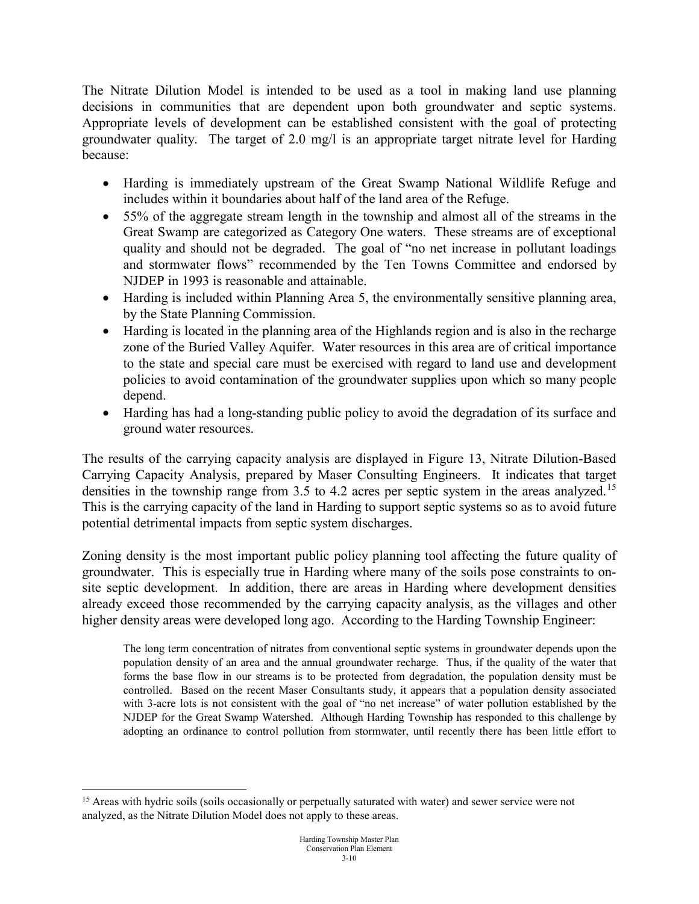The Nitrate Dilution Model is intended to be used as a tool in making land use planning decisions in communities that are dependent upon both groundwater and septic systems. Appropriate levels of development can be established consistent with the goal of protecting groundwater quality. The target of 2.0 mg/l is an appropriate target nitrate level for Harding because:

- Harding is immediately upstream of the Great Swamp National Wildlife Refuge and includes within it boundaries about half of the land area of the Refuge.
- 55% of the aggregate stream length in the township and almost all of the streams in the Great Swamp are categorized as Category One waters. These streams are of exceptional quality and should not be degraded. The goal of "no net increase in pollutant loadings and stormwater flows" recommended by the Ten Towns Committee and endorsed by NJDEP in 1993 is reasonable and attainable.
- Harding is included within Planning Area 5, the environmentally sensitive planning area, by the State Planning Commission.
- Harding is located in the planning area of the Highlands region and is also in the recharge zone of the Buried Valley Aquifer. Water resources in this area are of critical importance to the state and special care must be exercised with regard to land use and development policies to avoid contamination of the groundwater supplies upon which so many people depend.
- Harding has had a long-standing public policy to avoid the degradation of its surface and ground water resources.

The results of the carrying capacity analysis are displayed in Figure 13, Nitrate Dilution-Based Carrying Capacity Analysis, prepared by Maser Consulting Engineers. It indicates that target densities in the township range from 3.5 to 4.2 acres per septic system in the areas analyzed.[15] This is the carrying capacity of the land in Harding to support septic systems so as to avoid future potential detrimental impacts from septic system discharges.

Zoning density is the most important public policy planning tool affecting the future quality of groundwater. This is especially true in Harding where many of the soils pose constraints to on-site septic development. In addition, there are areas in Harding where development densities already exceed those recommended by the carrying capacity analysis, as the villages and other higher density areas were developed long ago. According to the Harding Township Engineer:

> The long term concentration of nitrates from conventional septic systems in groundwater depends upon the population density of an area and the annual groundwater recharge. Thus, if the quality of the water that forms the base flow in our streams is to be protected from degradation, the population density must be controlled. Based on the recent Maser Consultants study, it appears that a population density associated with 3-acre lots is not consistent with the goal of "no net increase" of water pollution established by the NJDEP for the Great Swamp Watershed. Although Harding Township has responded to this challenge by adopting an ordinance to control pollution from stormwater, until recently there has been little effort to

[15] Areas with hydric soils (soils occasionally or perpetually saturated with water) and sewer service were not analyzed, as the Nitrate Dilution Model does not apply to these areas.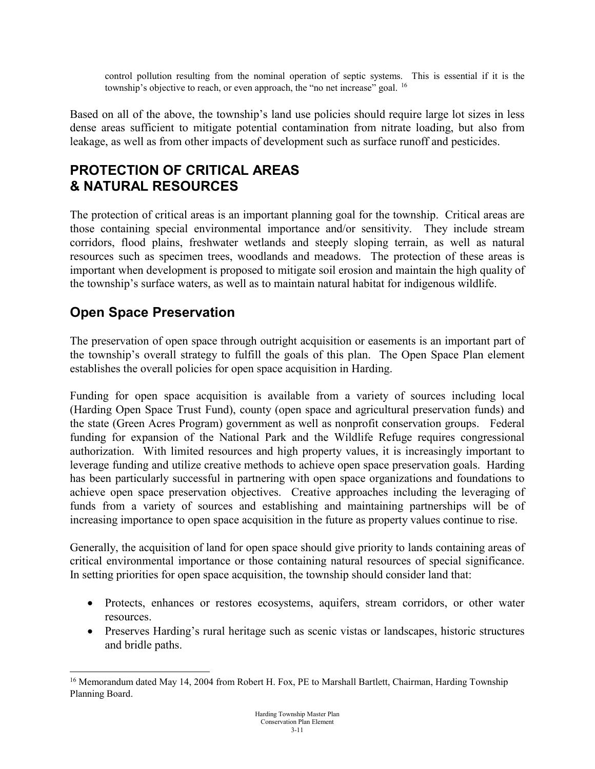> control pollution resulting from the nominal operation of septic systems. This is essential if it is the township's objective to reach, or even approach, the "no net increase" goal. [16]

Based on all of the above, the township's land use policies should require large lot sizes in less dense areas sufficient to mitigate potential contamination from nitrate loading, but also from leakage, as well as from other impacts of development such as surface runoff and pesticides.

# PROTECTION OF CRITICAL AREAS & NATURAL RESOURCES

The protection of critical areas is an important planning goal for the township. Critical areas are those containing special environmental importance and/or sensitivity. They include stream corridors, flood plains, freshwater wetlands and steeply sloping terrain, as well as natural resources such as specimen trees, woodlands and meadows. The protection of these areas is important when development is proposed to mitigate soil erosion and maintain the high quality of the township's surface waters, as well as to maintain natural habitat for indigenous wildlife.

## Open Space Preservation

The preservation of open space through outright acquisition or easements is an important part of the township's overall strategy to fulfill the goals of this plan. The Open Space Plan element establishes the overall policies for open space acquisition in Harding.

Funding for open space acquisition is available from a variety of sources including local (Harding Open Space Trust Fund), county (open space and agricultural preservation funds) and the state (Green Acres Program) government as well as nonprofit conservation groups. Federal funding for expansion of the National Park and the Wildlife Refuge requires congressional authorization. With limited resources and high property values, it is increasingly important to leverage funding and utilize creative methods to achieve open space preservation goals. Harding has been particularly successful in partnering with open space organizations and foundations to achieve open space preservation objectives. Creative approaches including the leveraging of funds from a variety of sources and establishing and maintaining partnerships will be of increasing importance to open space acquisition in the future as property values continue to rise.

Generally, the acquisition of land for open space should give priority to lands containing areas of critical environmental importance or those containing natural resources of special significance. In setting priorities for open space acquisition, the township should consider land that:

- Protects, enhances or restores ecosystems, aquifers, stream corridors, or other water resources.
- Preserves Harding's rural heritage such as scenic vistas or landscapes, historic structures and bridle paths.

[16] Memorandum dated May 14, 2004 from Robert H. Fox, PE to Marshall Bartlett, Chairman, Harding Township Planning Board.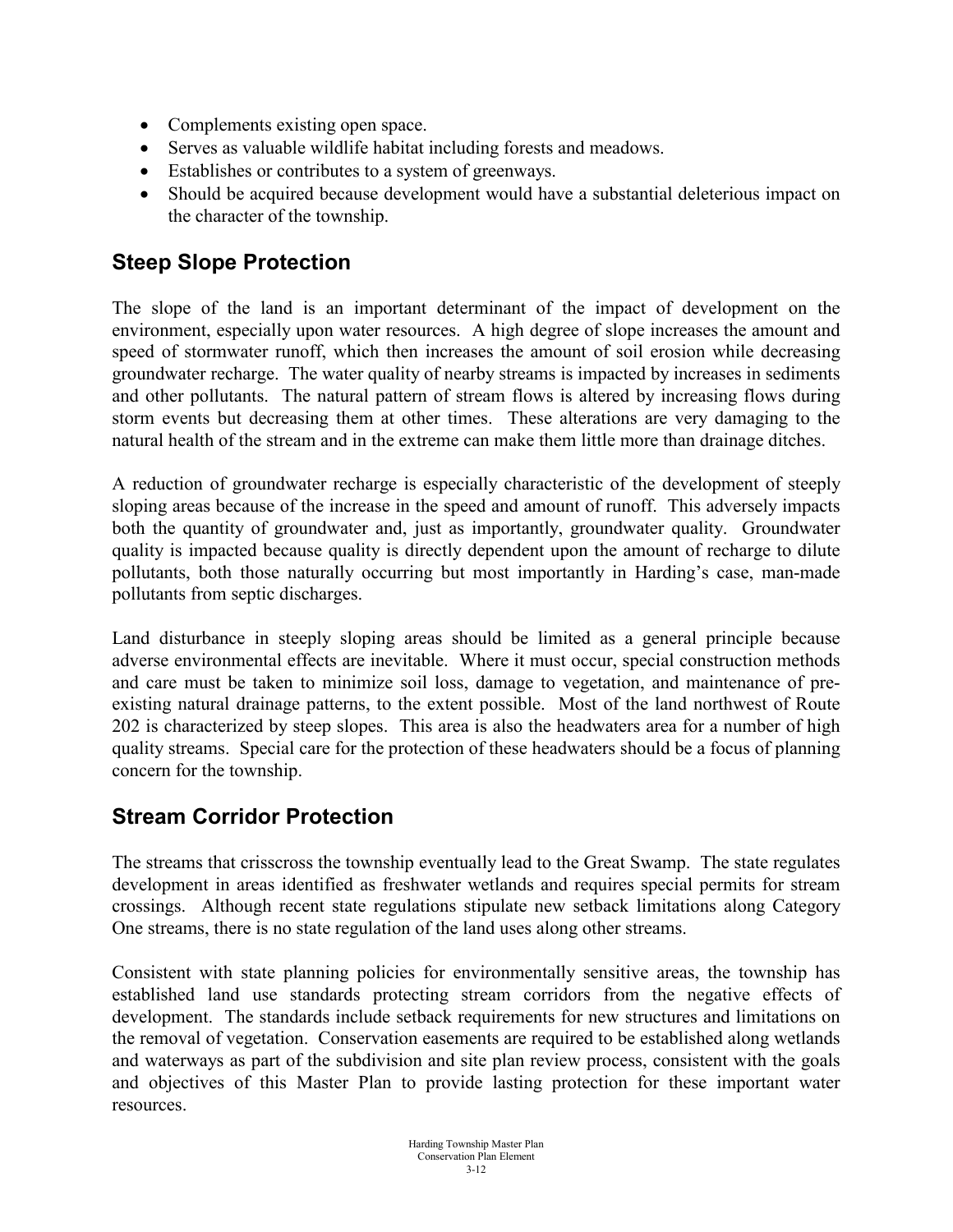- Complements existing open space.
- Serves as valuable wildlife habitat including forests and meadows.
- Establishes or contributes to a system of greenways.
- Should be acquired because development would have a substantial deleterious impact on the character of the township.

## Steep Slope Protection

The slope of the land is an important determinant of the impact of development on the environment, especially upon water resources. A high degree of slope increases the amount and speed of stormwater runoff, which then increases the amount of soil erosion while decreasing groundwater recharge. The water quality of nearby streams is impacted by increases in sediments and other pollutants. The natural pattern of stream flows is altered by increasing flows during storm events but decreasing them at other times. These alterations are very damaging to the natural health of the stream and in the extreme can make them little more than drainage ditches.

A reduction of groundwater recharge is especially characteristic of the development of steeply sloping areas because of the increase in the speed and amount of runoff. This adversely impacts both the quantity of groundwater and, just as importantly, groundwater quality. Groundwater quality is impacted because quality is directly dependent upon the amount of recharge to dilute pollutants, both those naturally occurring but most importantly in Harding's case, man-made pollutants from septic discharges.

Land disturbance in steeply sloping areas should be limited as a general principle because adverse environmental effects are inevitable. Where it must occur, special construction methods and care must be taken to minimize soil loss, damage to vegetation, and maintenance of pre-existing natural drainage patterns, to the extent possible. Most of the land northwest of Route 202 is characterized by steep slopes. This area is also the headwaters area for a number of high quality streams. Special care for the protection of these headwaters should be a focus of planning concern for the township.

## Stream Corridor Protection

The streams that crisscross the township eventually lead to the Great Swamp. The state regulates development in areas identified as freshwater wetlands and requires special permits for stream crossings. Although recent state regulations stipulate new setback limitations along Category One streams, there is no state regulation of the land uses along other streams.

Consistent with state planning policies for environmentally sensitive areas, the township has established land use standards protecting stream corridors from the negative effects of development. The standards include setback requirements for new structures and limitations on the removal of vegetation. Conservation easements are required to be established along wetlands and waterways as part of the subdivision and site plan review process, consistent with the goals and objectives of this Master Plan to provide lasting protection for these important water resources.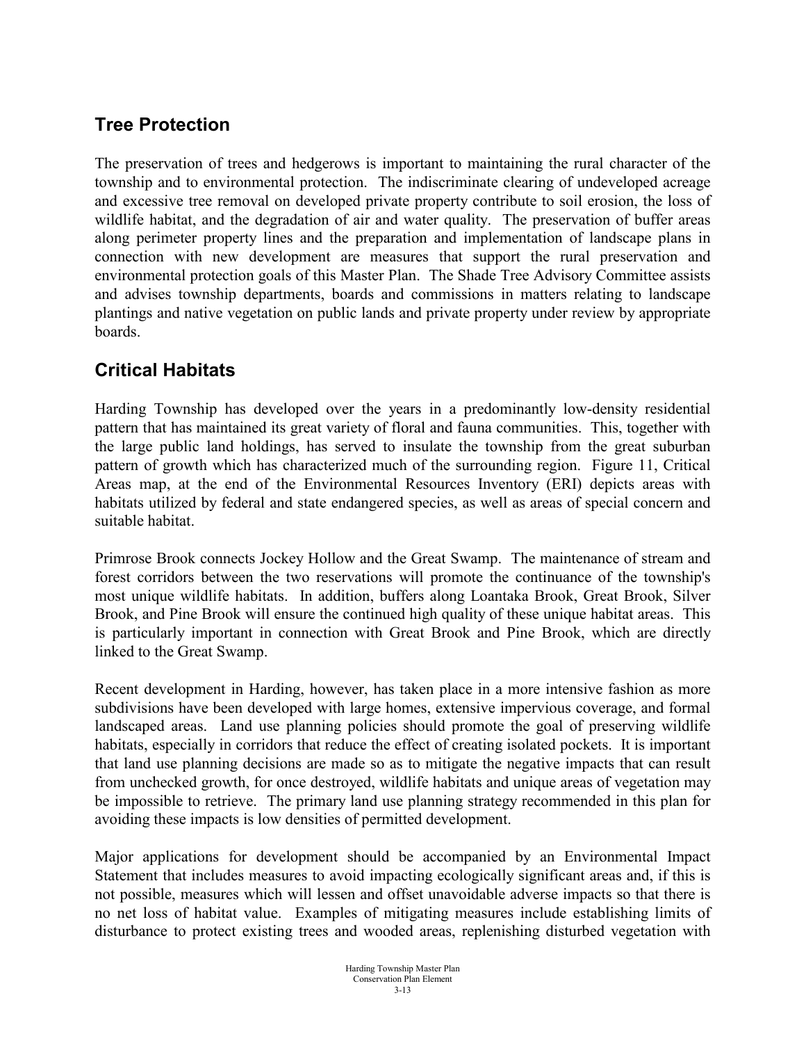## Tree Protection

The preservation of trees and hedgerows is important to maintaining the rural character of the township and to environmental protection. The indiscriminate clearing of undeveloped acreage and excessive tree removal on developed private property contribute to soil erosion, the loss of wildlife habitat, and the degradation of air and water quality. The preservation of buffer areas along perimeter property lines and the preparation and implementation of landscape plans in connection with new development are measures that support the rural preservation and environmental protection goals of this Master Plan. The Shade Tree Advisory Committee assists and advises township departments, boards and commissions in matters relating to landscape plantings and native vegetation on public lands and private property under review by appropriate boards.

## Critical Habitats

Harding Township has developed over the years in a predominantly low-density residential pattern that has maintained its great variety of floral and fauna communities. This, together with the large public land holdings, has served to insulate the township from the great suburban pattern of growth which has characterized much of the surrounding region. Figure 11, Critical Areas map, at the end of the Environmental Resources Inventory (ERI) depicts areas with habitats utilized by federal and state endangered species, as well as areas of special concern and suitable habitat.

Primrose Brook connects Jockey Hollow and the Great Swamp. The maintenance of stream and forest corridors between the two reservations will promote the continuance of the township's most unique wildlife habitats. In addition, buffers along Loantaka Brook, Great Brook, Silver Brook, and Pine Brook will ensure the continued high quality of these unique habitat areas. This is particularly important in connection with Great Brook and Pine Brook, which are directly linked to the Great Swamp.

Recent development in Harding, however, has taken place in a more intensive fashion as more subdivisions have been developed with large homes, extensive impervious coverage, and formal landscaped areas. Land use planning policies should promote the goal of preserving wildlife habitats, especially in corridors that reduce the effect of creating isolated pockets. It is important that land use planning decisions are made so as to mitigate the negative impacts that can result from unchecked growth, for once destroyed, wildlife habitats and unique areas of vegetation may be impossible to retrieve. The primary land use planning strategy recommended in this plan for avoiding these impacts is low densities of permitted development.

Major applications for development should be accompanied by an Environmental Impact Statement that includes measures to avoid impacting ecologically significant areas and, if this is not possible, measures which will lessen and offset unavoidable adverse impacts so that there is no net loss of habitat value. Examples of mitigating measures include establishing limits of disturbance to protect existing trees and wooded areas, replenishing disturbed vegetation with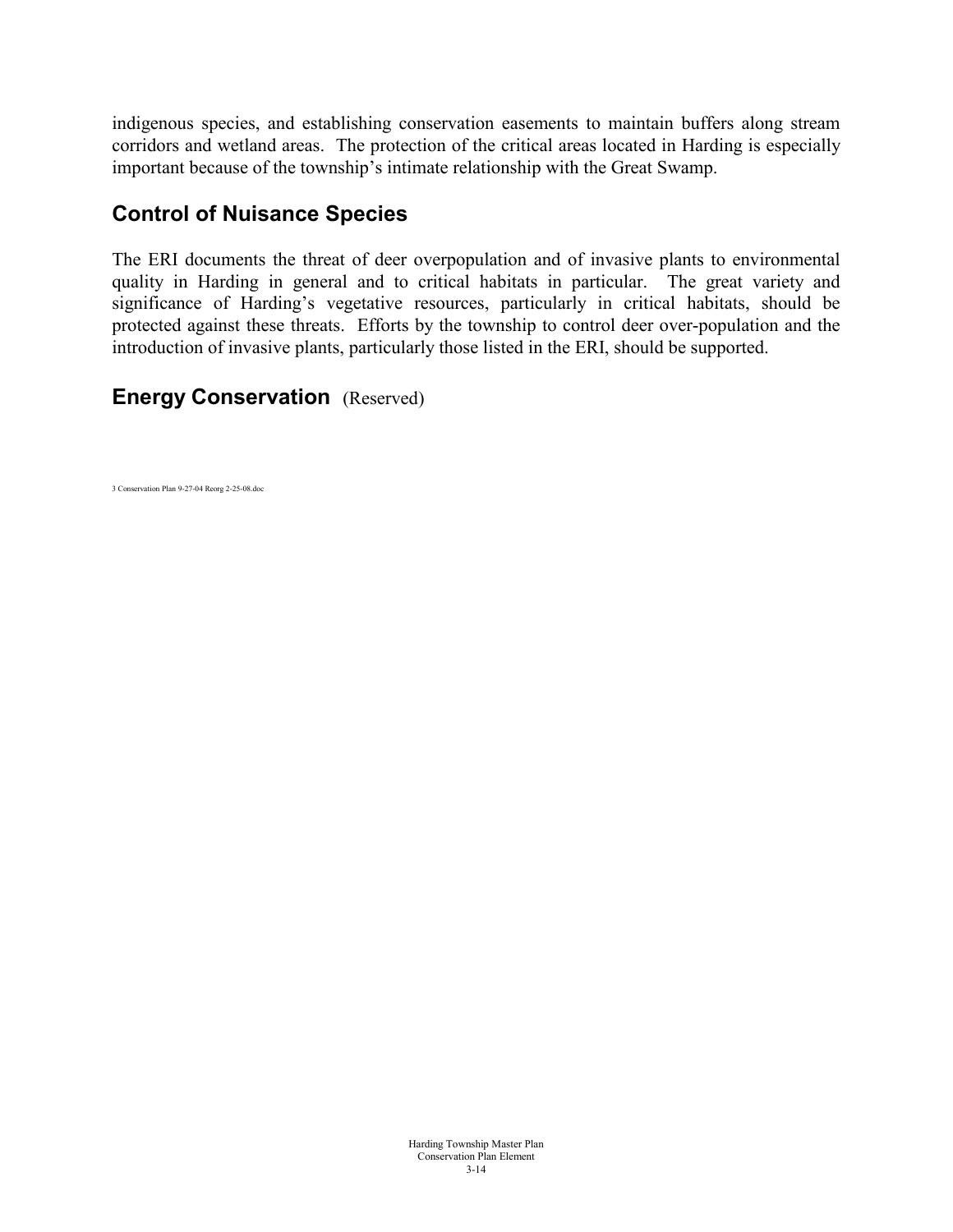indigenous species, and establishing conservation easements to maintain buffers along stream corridors and wetland areas. The protection of the critical areas located in Harding is especially important because of the township's intimate relationship with the Great Swamp.

## Control of Nuisance Species

The ERI documents the threat of deer overpopulation and of invasive plants to environmental quality in Harding in general and to critical habitats in particular. The great variety and significance of Harding's vegetative resources, particularly in critical habitats, should be protected against these threats. Efforts by the township to control deer over-population and the introduction of invasive plants, particularly those listed in the ERI, should be supported.

## Energy Conservation (Reserved)

3 Conservation Plan 9-27-04 Reorg 2-25-08.doc